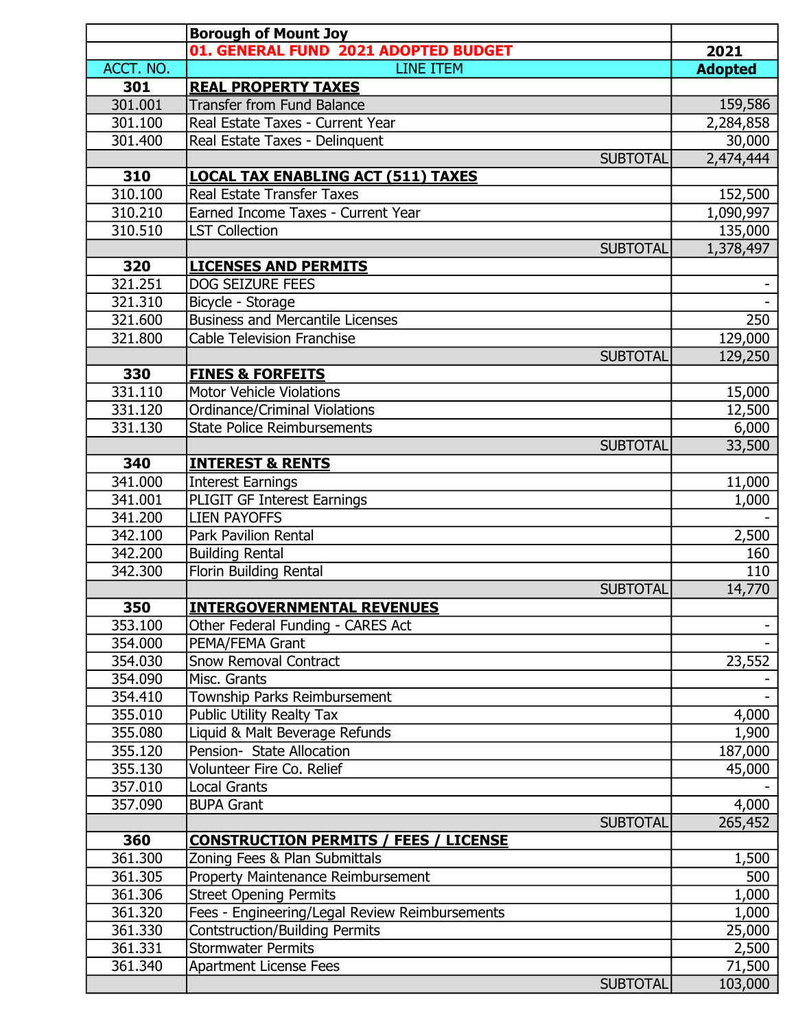| | Borough of Mount Joy | |
|---|---|---|
| | **01. GENERAL FUND 2021 ADOPTED BUDGET** | **2021** |
| ACCT. NO. | LINE ITEM | **Adopted** |
| **301** | **REAL PROPERTY TAXES** | |
| 301.001 | Transfer from Fund Balance | 159,586 |
| 301.100 | Real Estate Taxes - Current Year | 2,284,858 |
| 301.400 | Real Estate Taxes - Delinquent | 30,000 |
| | SUBTOTAL | 2,474,444 |
| **310** | **LOCAL TAX ENABLING ACT (511) TAXES** | |
| 310.100 | Real Estate Transfer Taxes | 152,500 |
| 310.210 | Earned Income Taxes - Current Year | 1,090,997 |
| 310.510 | LST Collection | 135,000 |
| | SUBTOTAL | 1,378,497 |
| **320** | **LICENSES AND PERMITS** | |
| 321.251 | DOG SEIZURE FEES | - |
| 321.310 | Bicycle - Storage | - |
| 321.600 | Business and Mercantile Licenses | 250 |
| 321.800 | Cable Television Franchise | 129,000 |
| | SUBTOTAL | 129,250 |
| **330** | **FINES & FORFEITS** | |
| 331.110 | Motor Vehicle Violations | 15,000 |
| 331.120 | Ordinance/Criminal Violations | 12,500 |
| 331.130 | State Police Reimbursements | 6,000 |
| | SUBTOTAL | 33,500 |
| **340** | **INTEREST & RENTS** | |
| 341.000 | Interest Earnings | 11,000 |
| 341.001 | PLIGIT GF Interest Earnings | 1,000 |
| 341.200 | LIEN PAYOFFS | - |
| 342.100 | Park Pavilion Rental | 2,500 |
| 342.200 | Building Rental | 160 |
| 342.300 | Florin Building Rental | 110 |
| | SUBTOTAL | 14,770 |
| **350** | **INTERGOVERNMENTAL REVENUES** | |
| 353.100 | Other Federal Funding - CARES Act | - |
| 354.000 | PEMA/FEMA Grant | - |
| 354.030 | Snow Removal Contract | 23,552 |
| 354.090 | Misc. Grants | - |
| 354.410 | Township Parks Reimbursement | - |
| 355.010 | Public Utility Realty Tax | 4,000 |
| 355.080 | Liquid & Malt Beverage Refunds | 1,900 |
| 355.120 | Pension- State Allocation | 187,000 |
| 355.130 | Volunteer Fire Co. Relief | 45,000 |
| 357.010 | Local Grants | - |
| 357.090 | BUPA Grant | 4,000 |
| | SUBTOTAL | 265,452 |
| **360** | **CONSTRUCTION PERMITS / FEES / LICENSE** | |
| 361.300 | Zoning Fees & Plan Submittals | 1,500 |
| 361.305 | Property Maintenance Reimbursement | 500 |
| 361.306 | Street Opening Permits | 1,000 |
| 361.320 | Fees - Engineering/Legal Review Reimbursements | 1,000 |
| 361.330 | Contstruction/Building Permits | 25,000 |
| 361.331 | Stormwater Permits | 2,500 |
| 361.340 | Apartment License Fees | 71,500 |
| | SUBTOTAL | 103,000 |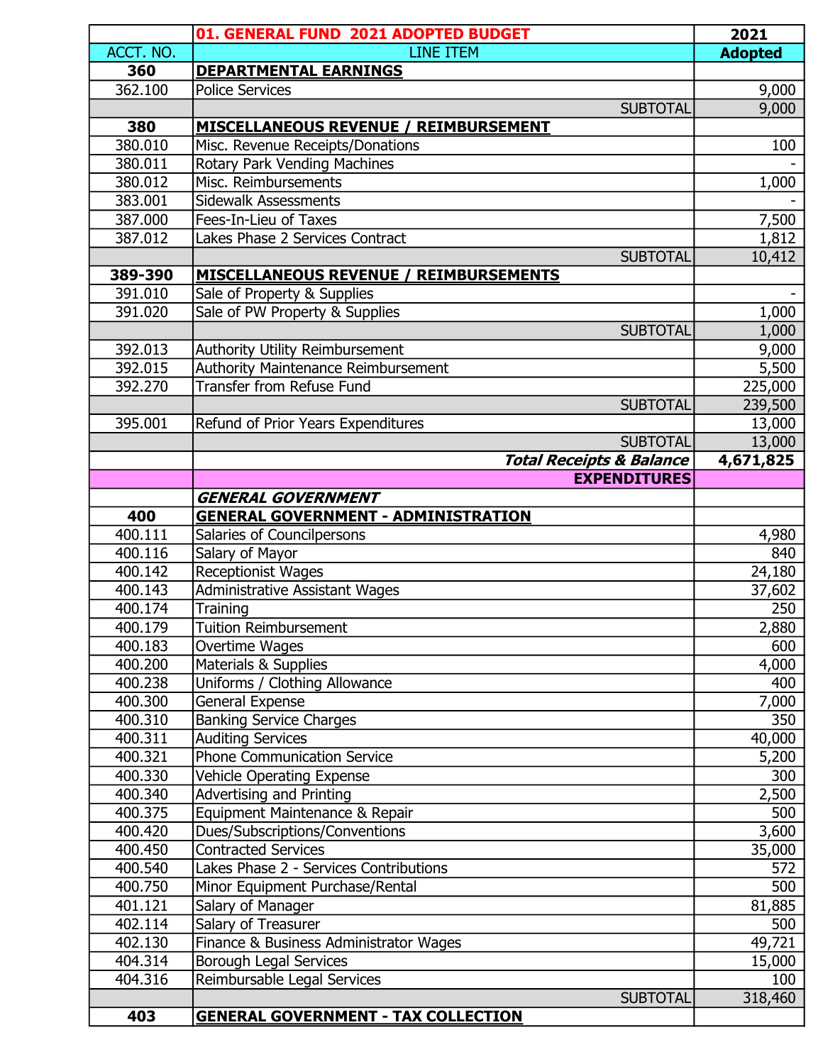| | 01. GENERAL FUND 2021 ADOPTED BUDGET | 2021 |
|---|---|---|
| ACCT. NO. | LINE ITEM | Adopted |
| **360** | **DEPARTMENTAL EARNINGS** | |
| 362.100 | Police Services | 9,000 |
| | SUBTOTAL | 9,000 |
| **380** | **MISCELLANEOUS REVENUE / REIMBURSEMENT** | |
| 380.010 | Misc. Revenue Receipts/Donations | 100 |
| 380.011 | Rotary Park Vending Machines | - |
| 380.012 | Misc. Reimbursements | 1,000 |
| 383.001 | Sidewalk Assessments | - |
| 387.000 | Fees-In-Lieu of Taxes | 7,500 |
| 387.012 | Lakes Phase 2 Services Contract | 1,812 |
| | SUBTOTAL | 10,412 |
| **389-390** | **MISCELLANEOUS REVENUE / REIMBURSEMENTS** | |
| 391.010 | Sale of Property & Supplies | - |
| 391.020 | Sale of PW Property & Supplies | 1,000 |
| | SUBTOTAL | 1,000 |
| 392.013 | Authority Utility Reimbursement | 9,000 |
| 392.015 | Authority Maintenance Reimbursement | 5,500 |
| 392.270 | Transfer from Refuse Fund | 225,000 |
| | SUBTOTAL | 239,500 |
| 395.001 | Refund of Prior Years Expenditures | 13,000 |
| | SUBTOTAL | 13,000 |
| | ***Total Receipts & Balance*** | **4,671,825** |
| | **EXPENDITURES** | |
| | ***GENERAL GOVERNMENT*** | |
| **400** | **GENERAL GOVERNMENT - ADMINISTRATION** | |
| 400.111 | Salaries of Councilpersons | 4,980 |
| 400.116 | Salary of Mayor | 840 |
| 400.142 | Receptionist Wages | 24,180 |
| 400.143 | Administrative Assistant Wages | 37,602 |
| 400.174 | Training | 250 |
| 400.179 | Tuition Reimbursement | 2,880 |
| 400.183 | Overtime Wages | 600 |
| 400.200 | Materials & Supplies | 4,000 |
| 400.238 | Uniforms / Clothing Allowance | 400 |
| 400.300 | General Expense | 7,000 |
| 400.310 | Banking Service Charges | 350 |
| 400.311 | Auditing Services | 40,000 |
| 400.321 | Phone Communication Service | 5,200 |
| 400.330 | Vehicle Operating Expense | 300 |
| 400.340 | Advertising and Printing | 2,500 |
| 400.375 | Equipment Maintenance & Repair | 500 |
| 400.420 | Dues/Subscriptions/Conventions | 3,600 |
| 400.450 | Contracted Services | 35,000 |
| 400.540 | Lakes Phase 2 - Services Contributions | 572 |
| 400.750 | Minor Equipment Purchase/Rental | 500 |
| 401.121 | Salary of Manager | 81,885 |
| 402.114 | Salary of Treasurer | 500 |
| 402.130 | Finance & Business Administrator Wages | 49,721 |
| 404.314 | Borough Legal Services | 15,000 |
| 404.316 | Reimbursable Legal Services | 100 |
| | SUBTOTAL | 318,460 |
| **403** | **GENERAL GOVERNMENT - TAX COLLECTION** | |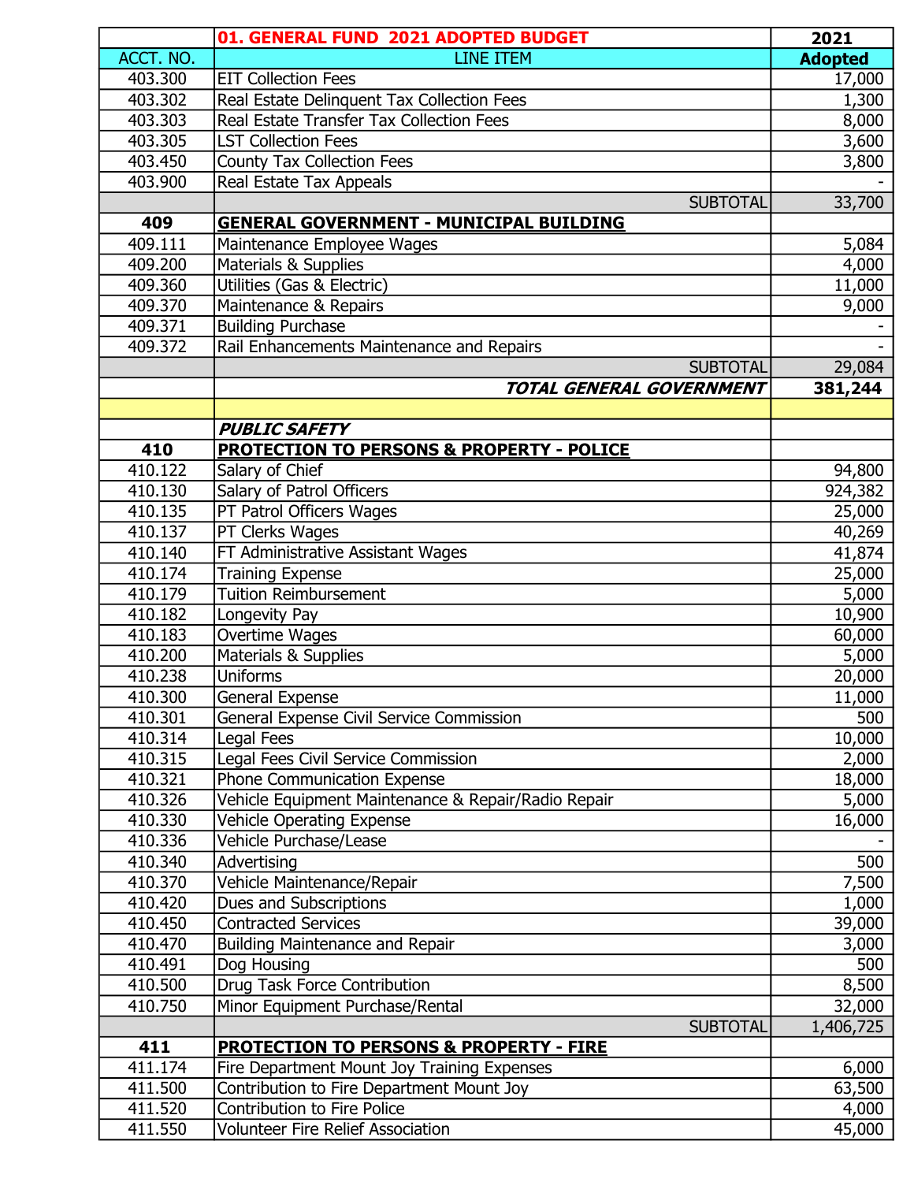| ACCT. NO. | 01. GENERAL FUND 2021 ADOPTED BUDGET<br>LINE ITEM | 2021<br>Adopted |
|---|---|---|
| 403.300 | EIT Collection Fees | 17,000 |
| 403.302 | Real Estate Delinquent Tax Collection Fees | 1,300 |
| 403.303 | Real Estate Transfer Tax Collection Fees | 8,000 |
| 403.305 | LST Collection Fees | 3,600 |
| 403.450 | County Tax Collection Fees | 3,800 |
| 403.900 | Real Estate Tax Appeals | - |
| | SUBTOTAL | 33,700 |
| **409** | **GENERAL GOVERNMENT - MUNICIPAL BUILDING** | |
| 409.111 | Maintenance Employee Wages | 5,084 |
| 409.200 | Materials & Supplies | 4,000 |
| 409.360 | Utilities (Gas & Electric) | 11,000 |
| 409.370 | Maintenance & Repairs | 9,000 |
| 409.371 | Building Purchase | - |
| 409.372 | Rail Enhancements Maintenance and Repairs | - |
| | SUBTOTAL | 29,084 |
| | ***TOTAL GENERAL GOVERNMENT*** | **381,244** |
| | | |
| | ***PUBLIC SAFETY*** | |
| **410** | **PROTECTION TO PERSONS & PROPERTY - POLICE** | |
| 410.122 | Salary of Chief | 94,800 |
| 410.130 | Salary of Patrol Officers | 924,382 |
| 410.135 | PT Patrol Officers Wages | 25,000 |
| 410.137 | PT Clerks Wages | 40,269 |
| 410.140 | FT Administrative Assistant Wages | 41,874 |
| 410.174 | Training Expense | 25,000 |
| 410.179 | Tuition Reimbursement | 5,000 |
| 410.182 | Longevity Pay | 10,900 |
| 410.183 | Overtime Wages | 60,000 |
| 410.200 | Materials & Supplies | 5,000 |
| 410.238 | Uniforms | 20,000 |
| 410.300 | General Expense | 11,000 |
| 410.301 | General Expense Civil Service Commission | 500 |
| 410.314 | Legal Fees | 10,000 |
| 410.315 | Legal Fees Civil Service Commission | 2,000 |
| 410.321 | Phone Communication Expense | 18,000 |
| 410.326 | Vehicle Equipment Maintenance & Repair/Radio Repair | 5,000 |
| 410.330 | Vehicle Operating Expense | 16,000 |
| 410.336 | Vehicle Purchase/Lease | - |
| 410.340 | Advertising | 500 |
| 410.370 | Vehicle Maintenance/Repair | 7,500 |
| 410.420 | Dues and Subscriptions | 1,000 |
| 410.450 | Contracted Services | 39,000 |
| 410.470 | Building Maintenance and Repair | 3,000 |
| 410.491 | Dog Housing | 500 |
| 410.500 | Drug Task Force Contribution | 8,500 |
| 410.750 | Minor Equipment Purchase/Rental | 32,000 |
| | SUBTOTAL | 1,406,725 |
| **411** | **PROTECTION TO PERSONS & PROPERTY - FIRE** | |
| 411.174 | Fire Department Mount Joy Training Expenses | 6,000 |
| 411.500 | Contribution to Fire Department Mount Joy | 63,500 |
| 411.520 | Contribution to Fire Police | 4,000 |
| 411.550 | Volunteer Fire Relief Association | 45,000 |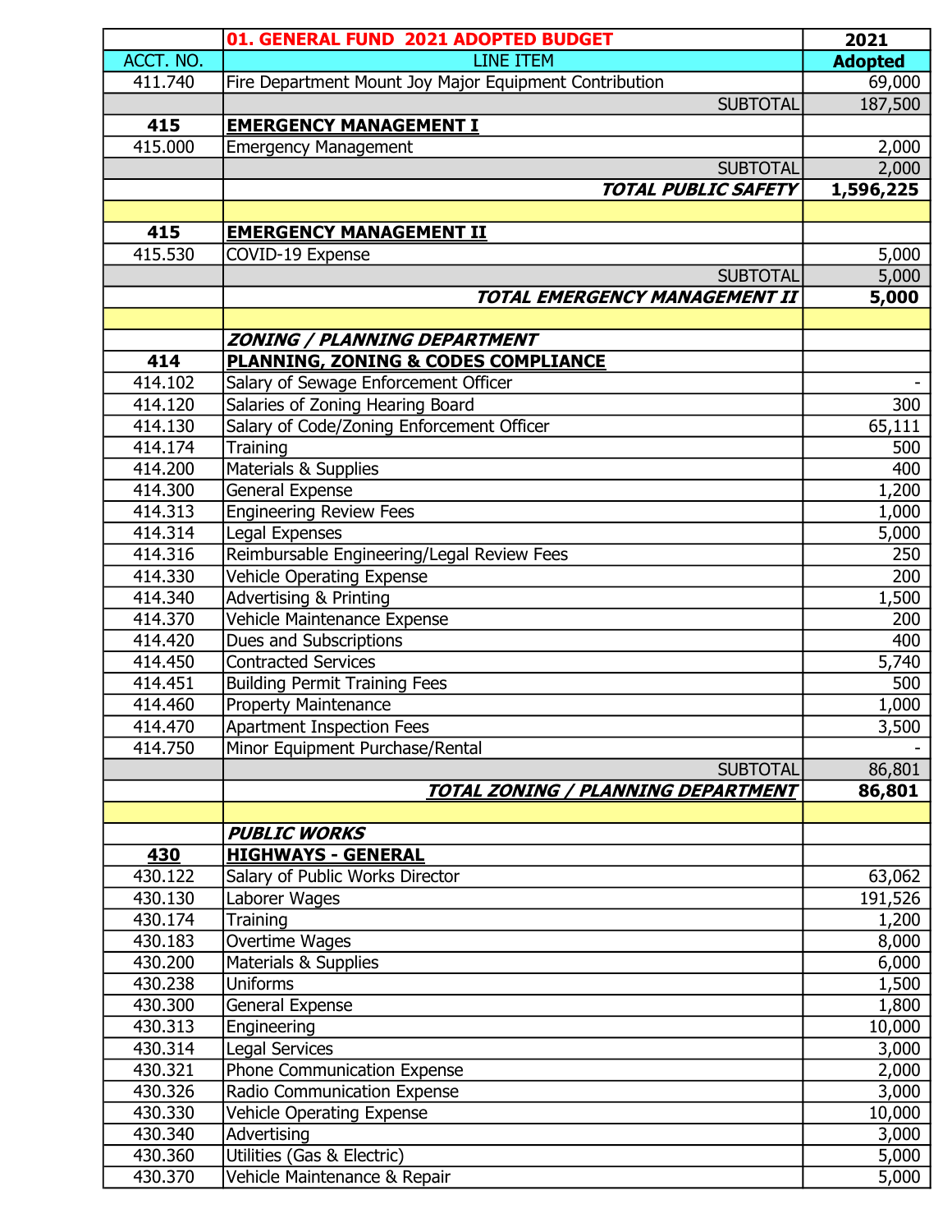| ACCT. NO. | 01. GENERAL FUND 2021 ADOPTED BUDGET<br>LINE ITEM | 2021<br>Adopted |
|---|---|---|
| 411.740 | Fire Department Mount Joy Major Equipment Contribution | 69,000 |
| | SUBTOTAL | 187,500 |
| **415** | **EMERGENCY MANAGEMENT I** | |
| 415.000 | Emergency Management | 2,000 |
| | SUBTOTAL | 2,000 |
| | ***TOTAL PUBLIC SAFETY*** | **1,596,225** |
| | | |
| **415** | **EMERGENCY MANAGEMENT II** | |
| 415.530 | COVID-19 Expense | 5,000 |
| | SUBTOTAL | 5,000 |
| | ***TOTAL EMERGENCY MANAGEMENT II*** | **5,000** |
| | | |
| | ***ZONING / PLANNING DEPARTMENT*** | |
| **414** | **PLANNING, ZONING & CODES COMPLIANCE** | |
| 414.102 | Salary of Sewage Enforcement Officer | - |
| 414.120 | Salaries of Zoning Hearing Board | 300 |
| 414.130 | Salary of Code/Zoning Enforcement Officer | 65,111 |
| 414.174 | Training | 500 |
| 414.200 | Materials & Supplies | 400 |
| 414.300 | General Expense | 1,200 |
| 414.313 | Engineering Review Fees | 1,000 |
| 414.314 | Legal Expenses | 5,000 |
| 414.316 | Reimbursable Engineering/Legal Review Fees | 250 |
| 414.330 | Vehicle Operating Expense | 200 |
| 414.340 | Advertising & Printing | 1,500 |
| 414.370 | Vehicle Maintenance Expense | 200 |
| 414.420 | Dues and Subscriptions | 400 |
| 414.450 | Contracted Services | 5,740 |
| 414.451 | Building Permit Training Fees | 500 |
| 414.460 | Property Maintenance | 1,000 |
| 414.470 | Apartment Inspection Fees | 3,500 |
| 414.750 | Minor Equipment Purchase/Rental | - |
| | SUBTOTAL | 86,801 |
| | ***TOTAL ZONING / PLANNING DEPARTMENT*** | **86,801** |
| | | |
| | ***PUBLIC WORKS*** | |
| **430** | **HIGHWAYS - GENERAL** | |
| 430.122 | Salary of Public Works Director | 63,062 |
| 430.130 | Laborer Wages | 191,526 |
| 430.174 | Training | 1,200 |
| 430.183 | Overtime Wages | 8,000 |
| 430.200 | Materials & Supplies | 6,000 |
| 430.238 | Uniforms | 1,500 |
| 430.300 | General Expense | 1,800 |
| 430.313 | Engineering | 10,000 |
| 430.314 | Legal Services | 3,000 |
| 430.321 | Phone Communication Expense | 2,000 |
| 430.326 | Radio Communication Expense | 3,000 |
| 430.330 | Vehicle Operating Expense | 10,000 |
| 430.340 | Advertising | 3,000 |
| 430.360 | Utilities (Gas & Electric) | 5,000 |
| 430.370 | Vehicle Maintenance & Repair | 5,000 |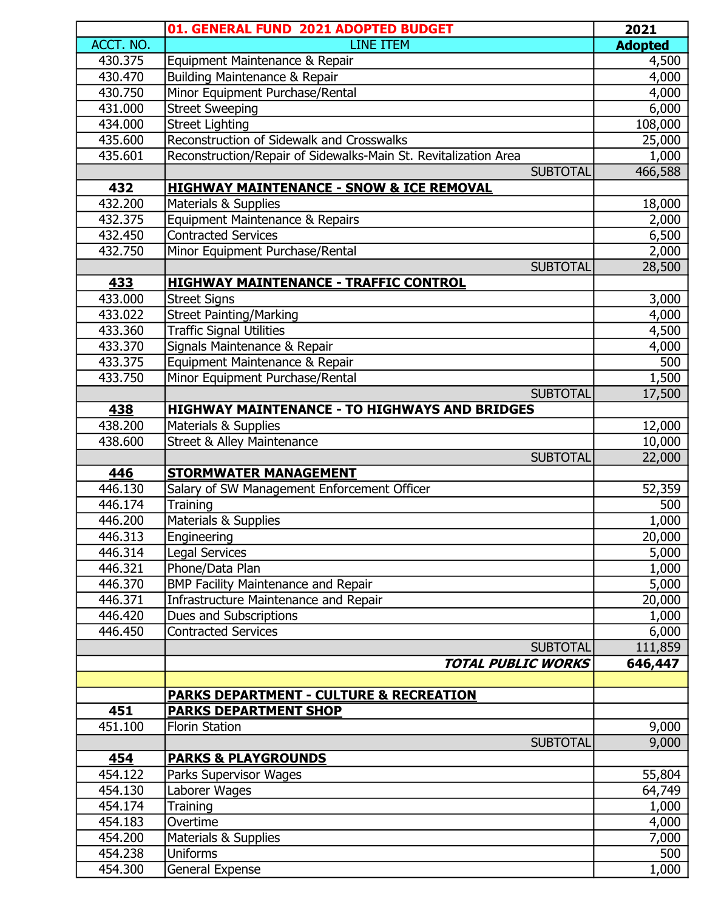| | 01. GENERAL FUND 2021 ADOPTED BUDGET | 2021 |
|---|---|---|
| ACCT. NO. | LINE ITEM | Adopted |
| 430.375 | Equipment Maintenance & Repair | 4,500 |
| 430.470 | Building Maintenance & Repair | 4,000 |
| 430.750 | Minor Equipment Purchase/Rental | 4,000 |
| 431.000 | Street Sweeping | 6,000 |
| 434.000 | Street Lighting | 108,000 |
| 435.600 | Reconstruction of Sidewalk and Crosswalks | 25,000 |
| 435.601 | Reconstruction/Repair of Sidewalks-Main St. Revitalization Area | 1,000 |
| | SUBTOTAL | 466,588 |
| **432** | **HIGHWAY MAINTENANCE - SNOW & ICE REMOVAL** | |
| 432.200 | Materials & Supplies | 18,000 |
| 432.375 | Equipment Maintenance & Repairs | 2,000 |
| 432.450 | Contracted Services | 6,500 |
| 432.750 | Minor Equipment Purchase/Rental | 2,000 |
| | SUBTOTAL | 28,500 |
| **433** | **HIGHWAY MAINTENANCE - TRAFFIC CONTROL** | |
| 433.000 | Street Signs | 3,000 |
| 433.022 | Street Painting/Marking | 4,000 |
| 433.360 | Traffic Signal Utilities | 4,500 |
| 433.370 | Signals Maintenance & Repair | 4,000 |
| 433.375 | Equipment Maintenance & Repair | 500 |
| 433.750 | Minor Equipment Purchase/Rental | 1,500 |
| | SUBTOTAL | 17,500 |
| **438** | **HIGHWAY MAINTENANCE - TO HIGHWAYS AND BRIDGES** | |
| 438.200 | Materials & Supplies | 12,000 |
| 438.600 | Street & Alley Maintenance | 10,000 |
| | SUBTOTAL | 22,000 |
| **446** | **STORMWATER MANAGEMENT** | |
| 446.130 | Salary of SW Management Enforcement Officer | 52,359 |
| 446.174 | Training | 500 |
| 446.200 | Materials & Supplies | 1,000 |
| 446.313 | Engineering | 20,000 |
| 446.314 | Legal Services | 5,000 |
| 446.321 | Phone/Data Plan | 1,000 |
| 446.370 | BMP Facility Maintenance and Repair | 5,000 |
| 446.371 | Infrastructure Maintenance and Repair | 20,000 |
| 446.420 | Dues and Subscriptions | 1,000 |
| 446.450 | Contracted Services | 6,000 |
| | SUBTOTAL | 111,859 |
| | ***TOTAL PUBLIC WORKS*** | **646,447** |
| | | |
| | **PARKS DEPARTMENT - CULTURE & RECREATION** | |
| **451** | **PARKS DEPARTMENT SHOP** | |
| 451.100 | Florin Station | 9,000 |
| | SUBTOTAL | 9,000 |
| **454** | **PARKS & PLAYGROUNDS** | |
| 454.122 | Parks Supervisor Wages | 55,804 |
| 454.130 | Laborer Wages | 64,749 |
| 454.174 | Training | 1,000 |
| 454.183 | Overtime | 4,000 |
| 454.200 | Materials & Supplies | 7,000 |
| 454.238 | Uniforms | 500 |
| 454.300 | General Expense | 1,000 |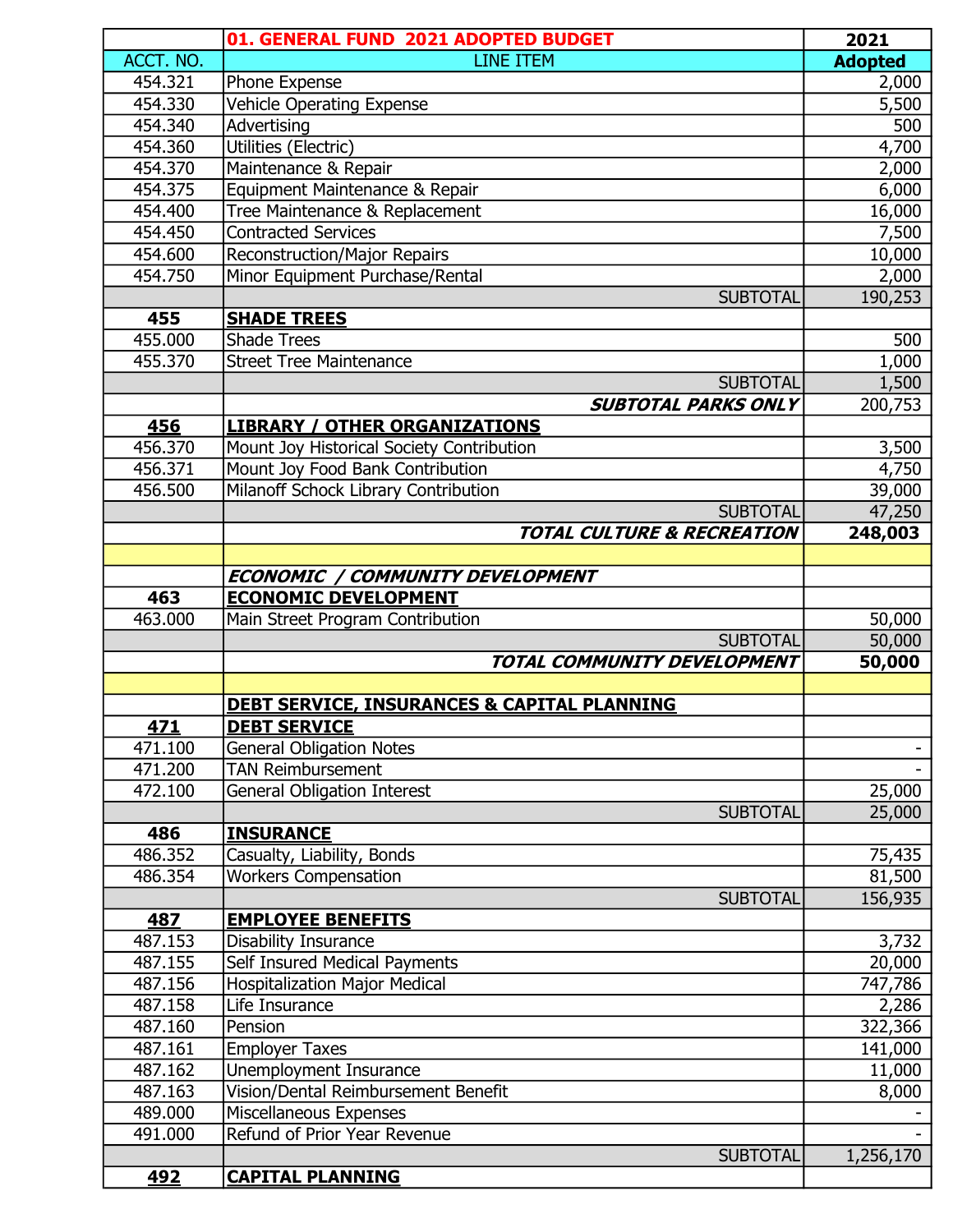| ACCT. NO. | 01. GENERAL FUND 2021 ADOPTED BUDGET<br>LINE ITEM | 2021<br>Adopted |
|---|---|---|
| 454.321 | Phone Expense | 2,000 |
| 454.330 | Vehicle Operating Expense | 5,500 |
| 454.340 | Advertising | 500 |
| 454.360 | Utilities (Electric) | 4,700 |
| 454.370 | Maintenance & Repair | 2,000 |
| 454.375 | Equipment Maintenance & Repair | 6,000 |
| 454.400 | Tree Maintenance & Replacement | 16,000 |
| 454.450 | Contracted Services | 7,500 |
| 454.600 | Reconstruction/Major Repairs | 10,000 |
| 454.750 | Minor Equipment Purchase/Rental | 2,000 |
| | SUBTOTAL | 190,253 |
| **455** | **SHADE TREES** | |
| 455.000 | Shade Trees | 500 |
| 455.370 | Street Tree Maintenance | 1,000 |
| | SUBTOTAL | 1,500 |
| | ***SUBTOTAL PARKS ONLY*** | 200,753 |
| **456** | **LIBRARY / OTHER ORGANIZATIONS** | |
| 456.370 | Mount Joy Historical Society Contribution | 3,500 |
| 456.371 | Mount Joy Food Bank Contribution | 4,750 |
| 456.500 | Milanoff Schock Library Contribution | 39,000 |
| | SUBTOTAL | 47,250 |
| | ***TOTAL CULTURE & RECREATION*** | **248,003** |
| | | |
| | ***ECONOMIC / COMMUNITY DEVELOPMENT*** | |
| **463** | **ECONOMIC DEVELOPMENT** | |
| 463.000 | Main Street Program Contribution | 50,000 |
| | SUBTOTAL | 50,000 |
| | ***TOTAL COMMUNITY DEVELOPMENT*** | **50,000** |
| | | |
| | **DEBT SERVICE, INSURANCES & CAPITAL PLANNING** | |
| **471** | **DEBT SERVICE** | |
| 471.100 | General Obligation Notes | - |
| 471.200 | TAN Reimbursement | - |
| 472.100 | General Obligation Interest | 25,000 |
| | SUBTOTAL | 25,000 |
| **486** | **INSURANCE** | |
| 486.352 | Casualty, Liability, Bonds | 75,435 |
| 486.354 | Workers Compensation | 81,500 |
| | SUBTOTAL | 156,935 |
| **487** | **EMPLOYEE BENEFITS** | |
| 487.153 | Disability Insurance | 3,732 |
| 487.155 | Self Insured Medical Payments | 20,000 |
| 487.156 | Hospitalization Major Medical | 747,786 |
| 487.158 | Life Insurance | 2,286 |
| 487.160 | Pension | 322,366 |
| 487.161 | Employer Taxes | 141,000 |
| 487.162 | Unemployment Insurance | 11,000 |
| 487.163 | Vision/Dental Reimbursement Benefit | 8,000 |
| 489.000 | Miscellaneous Expenses | - |
| 491.000 | Refund of Prior Year Revenue | - |
| | SUBTOTAL | 1,256,170 |
| **492** | **CAPITAL PLANNING** | |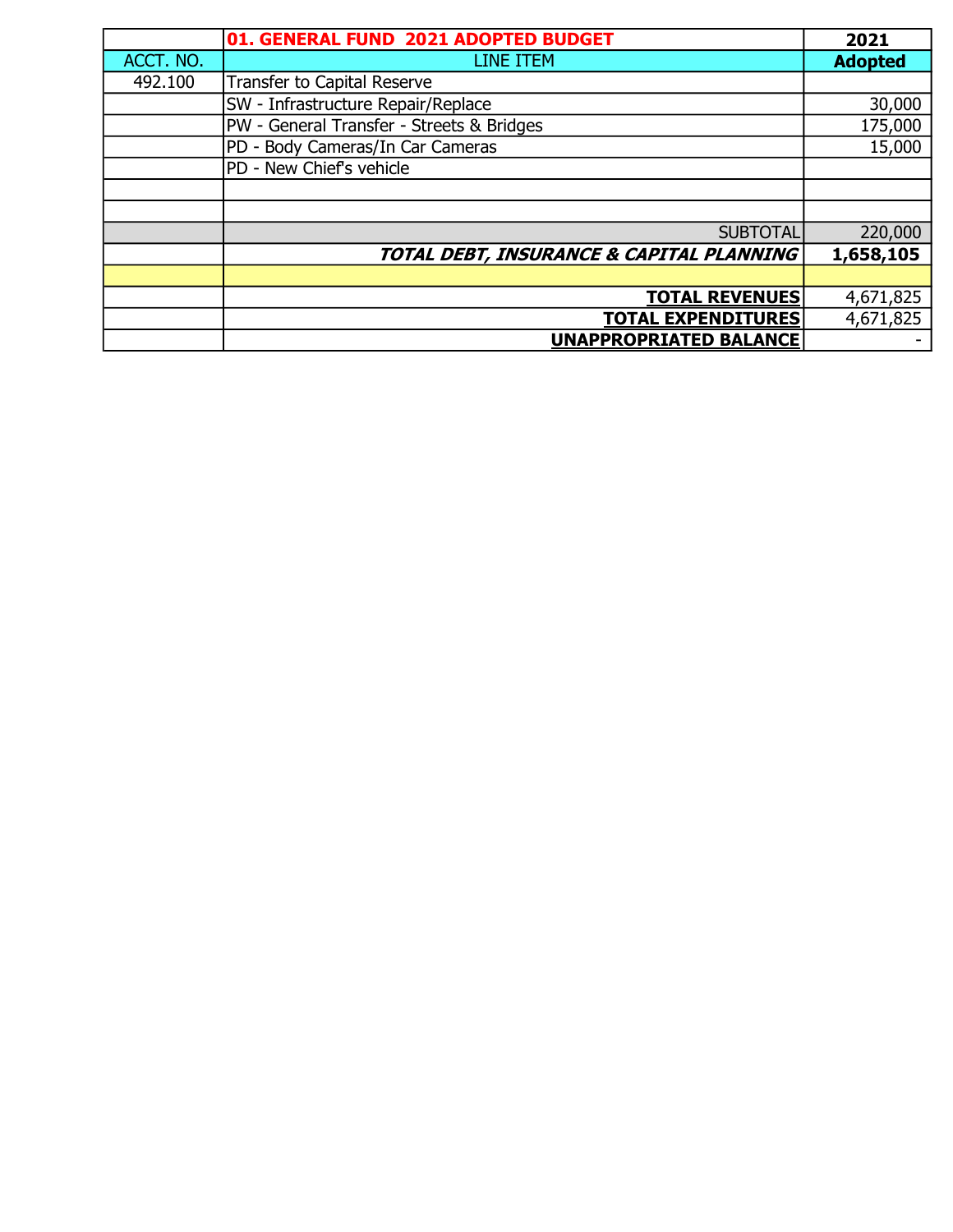| | 01. GENERAL FUND 2021 ADOPTED BUDGET | 2021 |
|---|---|---|
| ACCT. NO. | LINE ITEM | **Adopted** |
| 492.100 | Transfer to Capital Reserve | |
| | SW - Infrastructure Repair/Replace | 30,000 |
| | PW - General Transfer - Streets & Bridges | 175,000 |
| | PD - Body Cameras/In Car Cameras | 15,000 |
| | PD - New Chief's vehicle | |
| | | |
| | | |
| | SUBTOTAL | 220,000 |
| | ***TOTAL DEBT, INSURANCE & CAPITAL PLANNING*** | **1,658,105** |
| | | |
| | **TOTAL REVENUES** | 4,671,825 |
| | **TOTAL EXPENDITURES** | 4,671,825 |
| | **UNAPPROPRIATED BALANCE** | - |